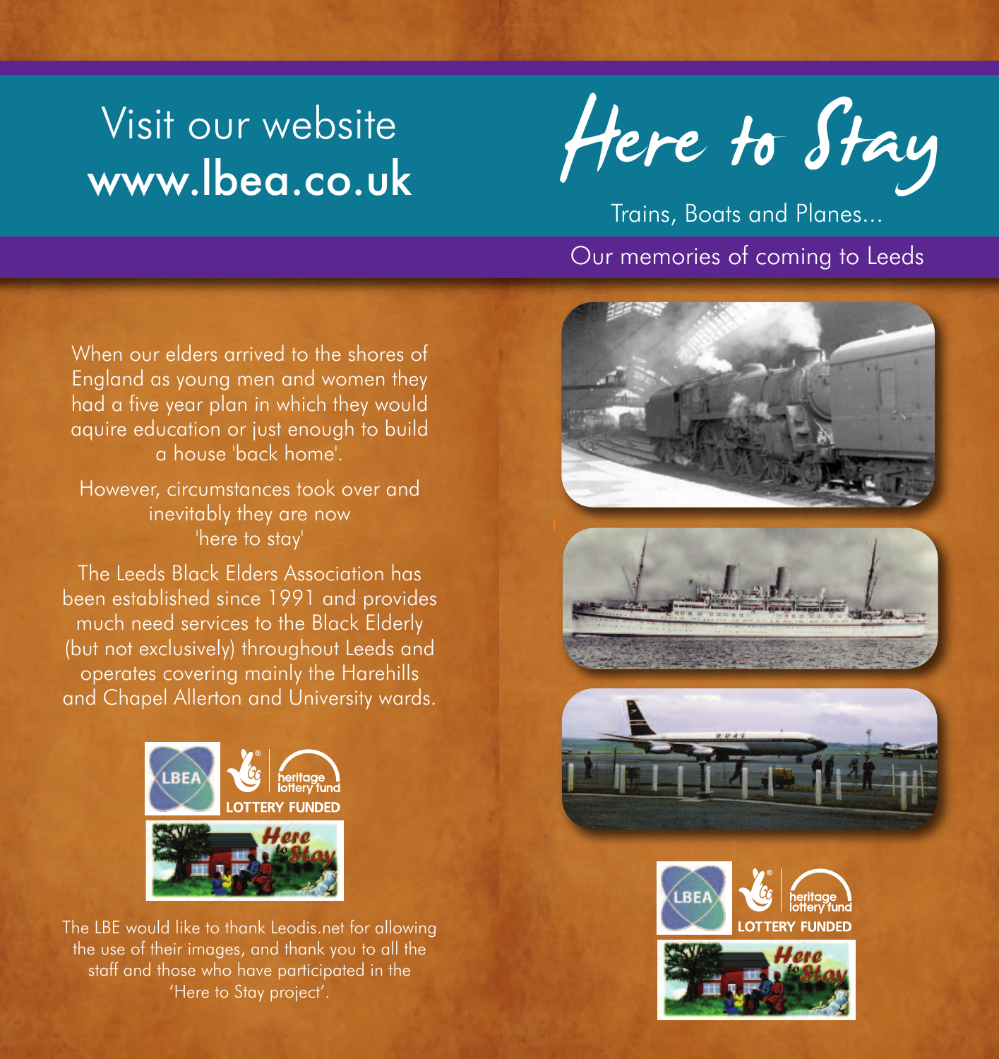Visit our website
**www.lbea.co.uk**

# Here to Stay

## Trains, Boats and Planes...

## Our memories of coming to Leeds

When our elders arrived to the shores of England as young men and women they had a five year plan in which they would aquire education or just enough to build a house 'back home'.

However, circumstances took over and inevitably they are now 'here to stay'

The Leeds Black Elders Association has been established since 1991 and provides much need services to the Black Elderly (but not exclusively) throughout Leeds and operates covering mainly the Harehills and Chapel Allerton and University wards.

LBEA | heritage lottery fund | LOTTERY FUNDED

Here to Stay

The LBE would like to thank Leodis.net for allowing the use of their images, and thank you to all the staff and those who have participated in the 'Here to Stay project'.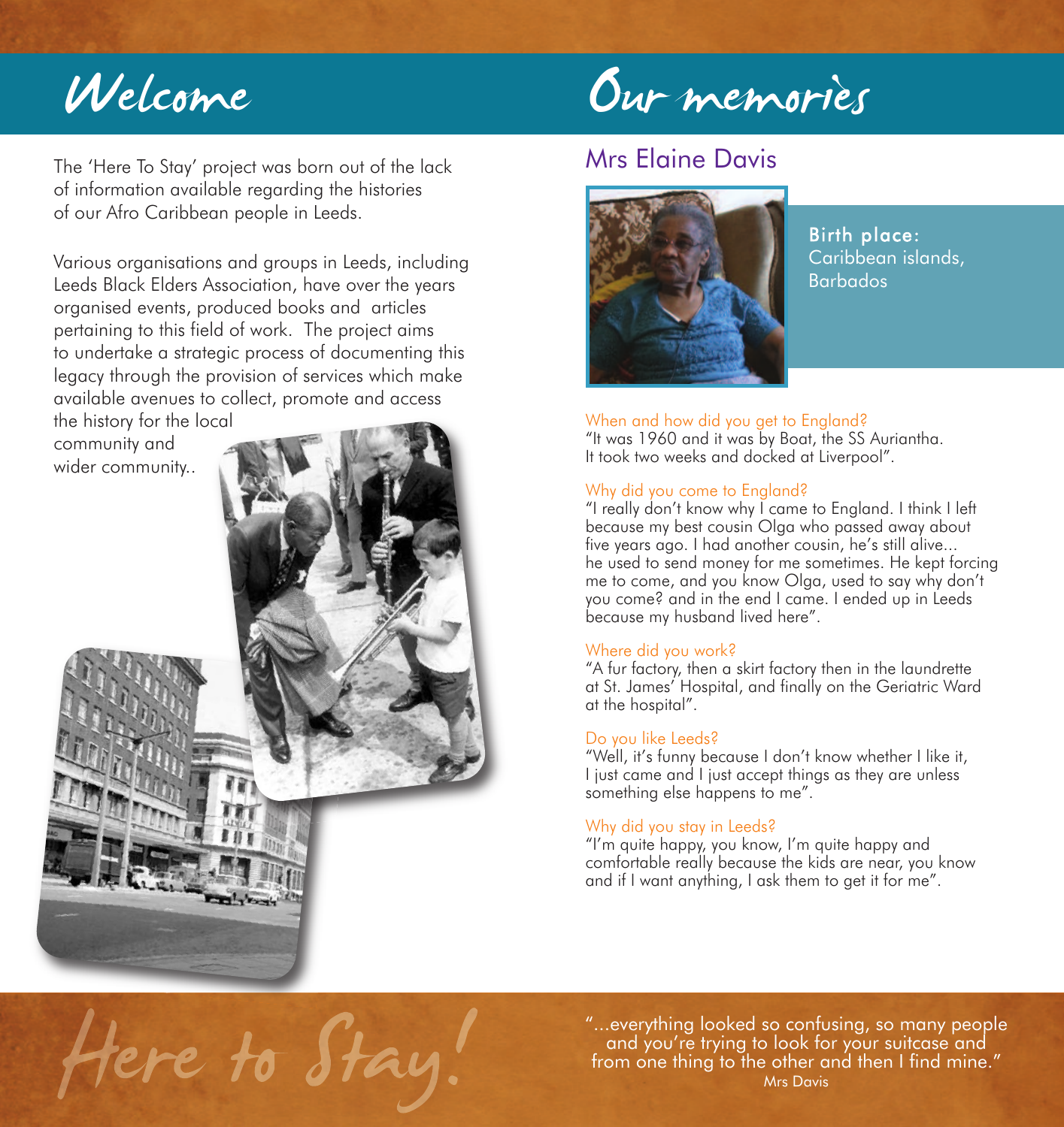# Welcome

The 'Here To Stay' project was born out of the lack of information available regarding the histories of our Afro Caribbean people in Leeds.

Various organisations and groups in Leeds, including Leeds Black Elders Association, have over the years organised events, produced books and articles pertaining to this field of work. The project aims to undertake a strategic process of documenting this legacy through the provision of services which make available avenues to collect, promote and access the history for the local community and wider community..

# Our memories

## Mrs Elaine Davis

**Birth place:** Caribbean islands, Barbados

**When and how did you get to England?**
"It was 1960 and it was by Boat, the SS Auriantha. It took two weeks and docked at Liverpool".

**Why did you come to England?**
"I really don't know why I came to England. I think I left because my best cousin Olga who passed away about five years ago. I had another cousin, he's still alive... he used to send money for me sometimes. He kept forcing me to come, and you know Olga, used to say why don't you come? and in the end I came. I ended up in Leeds because my husband lived here".

**Where did you work?**
"A fur factory, then a skirt factory then in the laundrette at St. James' Hospital, and finally on the Geriatric Ward at the hospital".

**Do you like Leeds?**
"Well, it's funny because I don't know whether I like it, I just came and I just accept things as they are unless something else happens to me".

**Why did you stay in Leeds?**
"I'm quite happy, you know, I'm quite happy and comfortable really because the kids are near, you know and if I want anything, I ask them to get it for me".

*Here to Stay!*

"...everything looked so confusing, so many people and you're trying to look for your suitcase and from one thing to the other and then I find mine."
Mrs Davis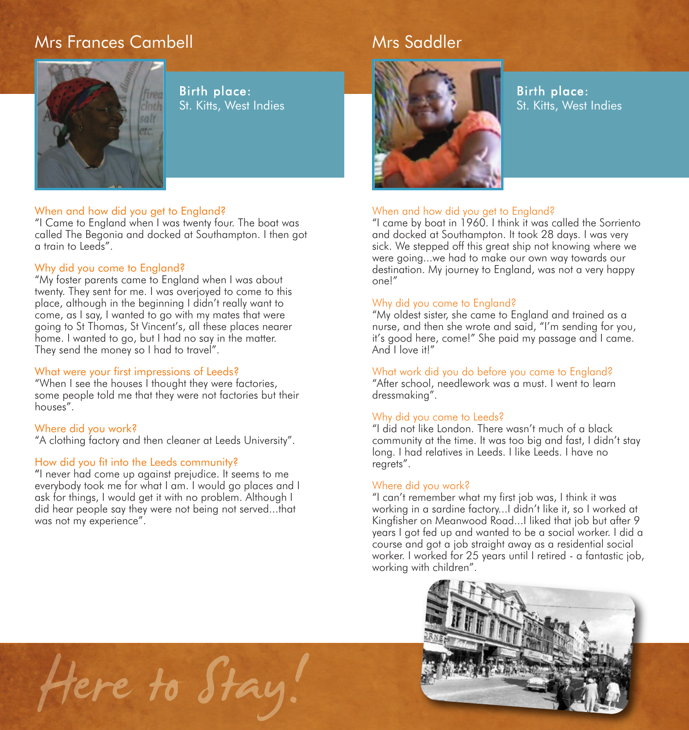## Mrs Frances Cambell

**Birth place:**
St. Kitts, West Indies

### When and how did you get to England?

"I Came to England when I was twenty four. The boat was called The Begonia and docked at Southampton. I then got a train to Leeds".

### Why did you come to England?

"My foster parents came to England when I was about twenty. They sent for me. I was overjoyed to come to this place, although in the beginning I didn't really want to come, as I say, I wanted to go with my mates that were going to St Thomas, St Vincent's, all these places nearer home. I wanted to go, but I had no say in the matter. They send the money so I had to travel".

### What were your first impressions of Leeds?

"When I see the houses I thought they were factories, some people told me that they were not factories but their houses".

### Where did you work?

"A clothing factory and then cleaner at Leeds University".

### How did you fit into the Leeds community?

"I never had come up against prejudice. It seems to me everybody took me for what I am. I would go places and I ask for things, I would get it with no problem. Although I did hear people say they were not being not served...that was not my experience".

## Mrs Saddler

**Birth place:**
St. Kitts, West Indies

### When and how did you get to England?

"I came by boat in 1960. I think it was called the Sorriento and docked at Southampton. It took 28 days. I was very sick. We stepped off this great ship not knowing where we were going...we had to make our own way towards our destination. My journey to England, was not a very happy one!"

### Why did you come to England?

"My oldest sister, she came to England and trained as a nurse, and then she wrote and said, "I'm sending for you, it's good here, come!" She paid my passage and I came. And I love it!"

### What work did you do before you came to England?

"After school, needlework was a must. I went to learn dressmaking".

### Why did you come to Leeds?

"I did not like London. There wasn't much of a black community at the time. It was too big and fast, I didn't stay long. I had relatives in Leeds. I like Leeds. I have no regrets".

### Where did you work?

"I can't remember what my first job was, I think it was working in a sardine factory...I didn't like it, so I worked at Kingfisher on Meanwood Road...I liked that job but after 9 years I got fed up and wanted to be a social worker. I did a course and got a job straight away as a residential social worker. I worked for 25 years until I retired - a fantastic job, working with children".

*Here to Stay!*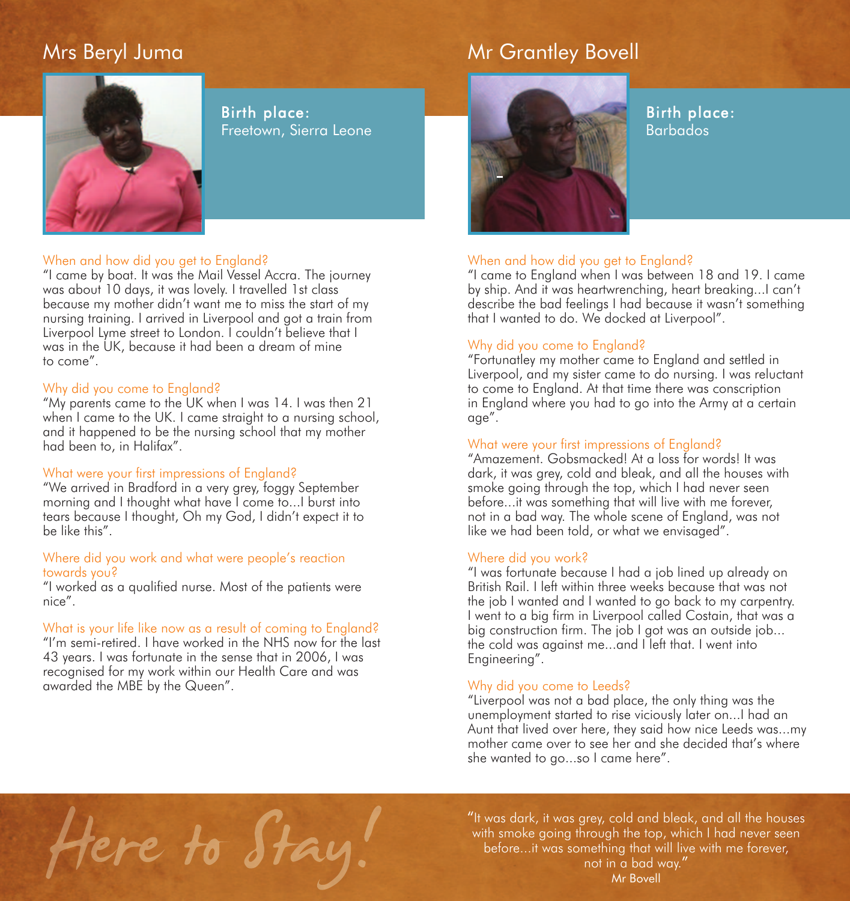## Mrs Beryl Juma

**Birth place:**
Freetown, Sierra Leone

### When and how did you get to England?

"I came by boat. It was the Mail Vessel Accra. The journey was about 10 days, it was lovely. I travelled 1st class because my mother didn't want me to miss the start of my nursing training. I arrived in Liverpool and got a train from Liverpool Lyme street to London. I couldn't believe that I was in the UK, because it had been a dream of mine to come".

### Why did you come to England?

"My parents came to the UK when I was 14. I was then 21 when I came to the UK. I came straight to a nursing school, and it happened to be the nursing school that my mother had been to, in Halifax".

### What were your first impressions of England?

"We arrived in Bradford in a very grey, foggy September morning and I thought what have I come to...I burst into tears because I thought, Oh my God, I didn't expect it to be like this".

### Where did you work and what were people's reaction towards you?

"I worked as a qualified nurse. Most of the patients were nice".

### What is your life like now as a result of coming to England?

"I'm semi-retired. I have worked in the NHS now for the last 43 years. I was fortunate in the sense that in 2006, I was recognised for my work within our Health Care and was awarded the MBE by the Queen".

## Mr Grantley Bovell

**Birth place:**
Barbados

### When and how did you get to England?

"I came to England when I was between 18 and 19. I came by ship. And it was heartwrenching, heart breaking...I can't describe the bad feelings I had because it wasn't something that I wanted to do. We docked at Liverpool".

### Why did you come to England?

"Fortunatley my mother came to England and settled in Liverpool, and my sister came to do nursing. I was reluctant to come to England. At that time there was conscription in England where you had to go into the Army at a certain age".

### What were your first impressions of England?

"Amazement. Gobsmacked! At a loss for words! It was dark, it was grey, cold and bleak, and all the houses with smoke going through the top, which I had never seen before...it was something that will live with me forever, not in a bad way. The whole scene of England, was not like we had been told, or what we envisaged".

### Where did you work?

"I was fortunate because I had a job lined up already on British Rail. I left within three weeks because that was not the job I wanted and I wanted to go back to my carpentry. I went to a big firm in Liverpool called Costain, that was a big construction firm. The job I got was an outside job... the cold was against me...and I left that. I went into Engineering".

### Why did you come to Leeds?

"Liverpool was not a bad place, the only thing was the unemployment started to rise viciously later on...I had an Aunt that lived over here, they said how nice Leeds was...my mother came over to see her and she decided that's where she wanted to go...so I came here".

*Here to Stay!*

"It was dark, it was grey, cold and bleak, and all the houses with smoke going through the top, which I had never seen before...it was something that will live with me forever, not in a bad way."
Mr Bovell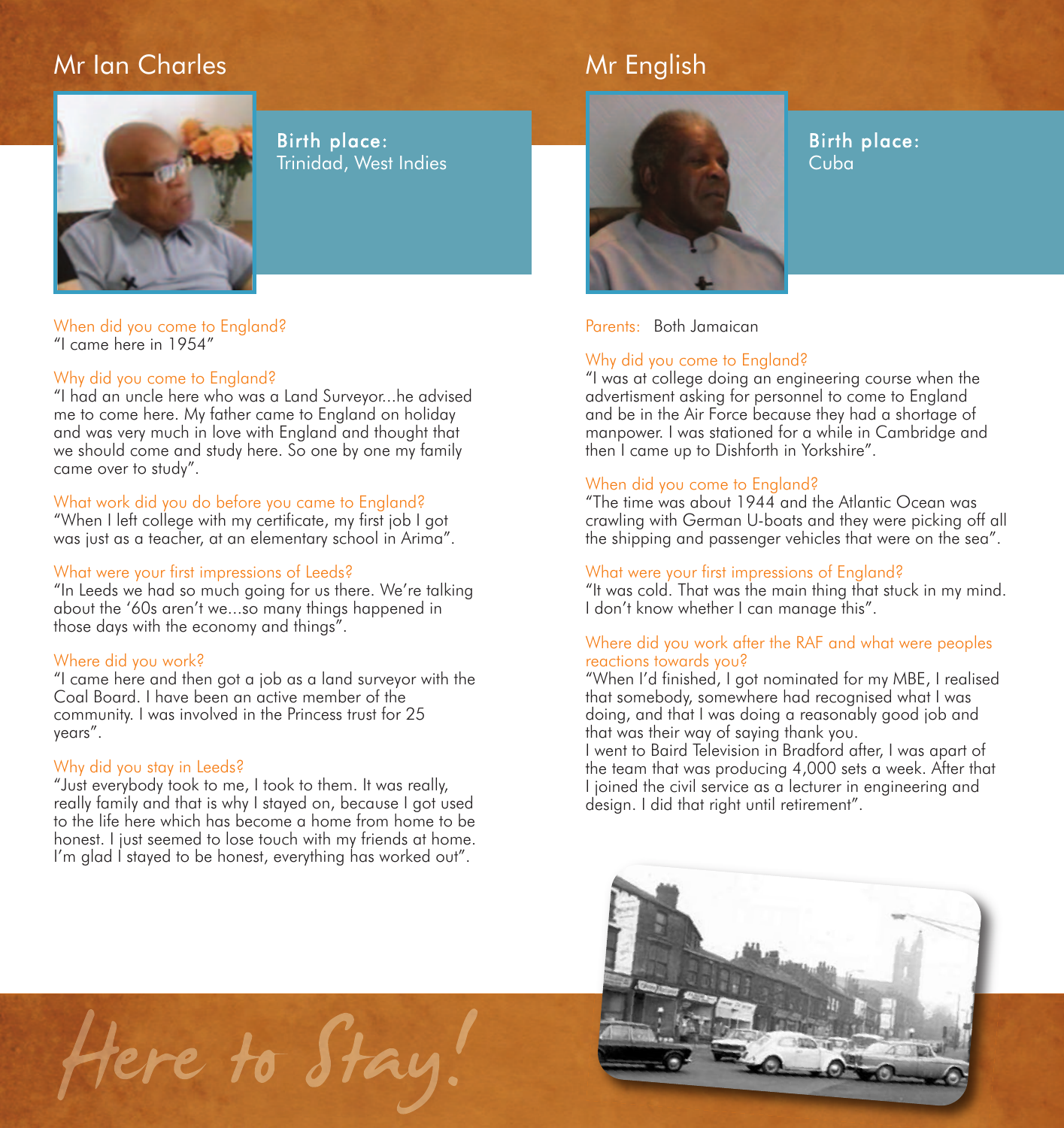## Mr Ian Charles

**Birth place:** Trinidad, West Indies

When did you come to England?
"I came here in 1954"

Why did you come to England?
"I had an uncle here who was a Land Surveyor...he advised me to come here. My father came to England on holiday and was very much in love with England and thought that we should come and study here. So one by one my family came over to study".

What work did you do before you came to England?
"When I left college with my certificate, my first job I got was just as a teacher, at an elementary school in Arima".

What were your first impressions of Leeds?
"In Leeds we had so much going for us there. We're talking about the '60s aren't we...so many things happened in those days with the economy and things".

Where did you work?
"I came here and then got a job as a land surveyor with the Coal Board. I have been an active member of the community. I was involved in the Princess trust for 25 years".

Why did you stay in Leeds?
"Just everybody took to me, I took to them. It was really, really family and that is why I stayed on, because I got used to the life here which has become a home from home to be honest. I just seemed to lose touch with my friends at home. I'm glad I stayed to be honest, everything has worked out".

## Mr English

**Birth place:** Cuba

Parents: Both Jamaican

Why did you come to England?
"I was at college doing an engineering course when the advertisment asking for personnel to come to England and be in the Air Force because they had a shortage of manpower. I was stationed for a while in Cambridge and then I came up to Dishforth in Yorkshire".

When did you come to England?
"The time was about 1944 and the Atlantic Ocean was crawling with German U-boats and they were picking off all the shipping and passenger vehicles that were on the sea".

What were your first impressions of England?
"It was cold. That was the main thing that stuck in my mind. I don't know whether I can manage this".

Where did you work after the RAF and what were peoples reactions towards you?
"When I'd finished, I got nominated for my MBE, I realised that somebody, somewhere had recognised what I was doing, and that I was doing a reasonably good job and that was their way of saying thank you.
I went to Baird Television in Bradford after, I was apart of the team that was producing 4,000 sets a week. After that I joined the civil service as a lecturer in engineering and design. I did that right until retirement".

*Here to Stay!*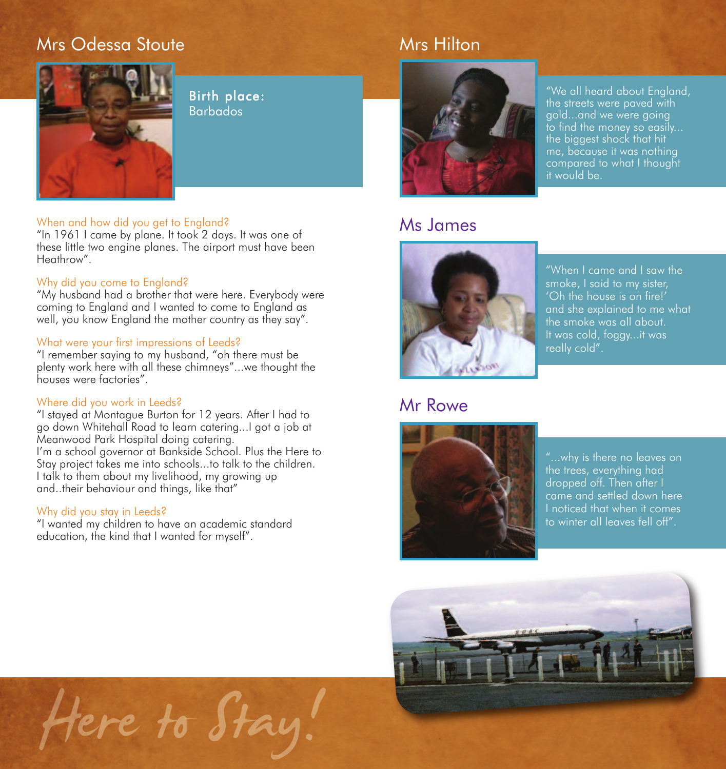## Mrs Odessa Stoute

**Birth place:**
Barbados

When and how did you get to England?

"In 1961 I came by plane. It took 2 days. It was one of these little two engine planes. The airport must have been Heathrow".

Why did you come to England?

"My husband had a brother that were here. Everybody were coming to England and I wanted to come to England as well, you know England the mother country as they say".

What were your first impressions of Leeds?

"I remember saying to my husband, "oh there must be plenty work here with all these chimneys"...we thought the houses were factories".

Where did you work in Leeds?

"I stayed at Montague Burton for 12 years. After I had to go down Whitehall Road to learn catering...I got a job at Meanwood Park Hospital doing catering.
I'm a school governor at Bankside School. Plus the Here to Stay project takes me into schools...to talk to the children. I talk to them about my livelihood, my growing up and..their behaviour and things, like that"

Why did you stay in Leeds?

"I wanted my children to have an academic standard education, the kind that I wanted for myself".

## Mrs Hilton

"We all heard about England, the streets were paved with gold...and we were going to find the money so easily... the biggest shock that hit me, because it was nothing compared to what I thought it would be.

## Ms James

"When I came and I saw the smoke, I said to my sister, 'Oh the house is on fire!' and she explained to me what the smoke was all about. It was cold, foggy...it was really cold".

## Mr Rowe

"...why is there no leaves on the trees, everything had dropped off. Then after I came and settled down here I noticed that when it comes to winter all leaves fell off".

*Here to Stay!*